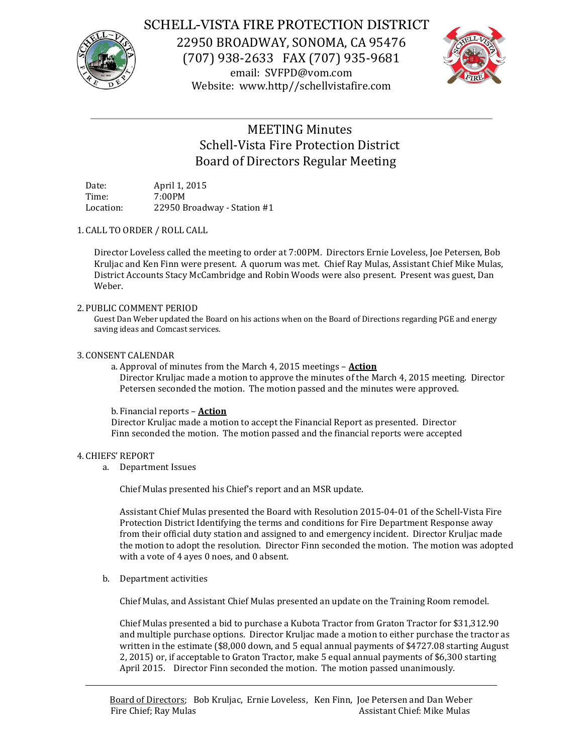# SCHELL-VISTA FIRE PROTECTION DISTRICT

22950 BROADWAY, SONOMA, CA 95476
(707) 938-2633 FAX (707) 935-9681
email: SVFPD@vom.com
Website: www.http//schellvistafire.com

---

## MEETING Minutes
## Schell-Vista Fire Protection District
## Board of Directors Regular Meeting

Date: April 1, 2015
Time: 7:00PM
Location: 22950 Broadway - Station #1

1. CALL TO ORDER / ROLL CALL

Director Loveless called the meeting to order at 7:00PM. Directors Ernie Loveless, Joe Petersen, Bob Kruljac and Ken Finn were present. A quorum was met. Chief Ray Mulas, Assistant Chief Mike Mulas, District Accounts Stacy McCambridge and Robin Woods were also present. Present was guest, Dan Weber.

2. PUBLIC COMMENT PERIOD

Guest Dan Weber updated the Board on his actions when on the Board of Directions regarding PGE and energy saving ideas and Comcast services.

3. CONSENT CALENDAR

a. Approval of minutes from the March 4, 2015 meetings – **Action**
Director Kruljac made a motion to approve the minutes of the March 4, 2015 meeting. Director Petersen seconded the motion. The motion passed and the minutes were approved.

b. Financial reports – **Action**
Director Kruljac made a motion to accept the Financial Report as presented. Director Finn seconded the motion. The motion passed and the financial reports were accepted

4. CHIEFS' REPORT

a. Department Issues

Chief Mulas presented his Chief's report and an MSR update.

Assistant Chief Mulas presented the Board with Resolution 2015-04-01 of the Schell-Vista Fire Protection District Identifying the terms and conditions for Fire Department Response away from their official duty station and assigned to and emergency incident. Director Kruljac made the motion to adopt the resolution. Director Finn seconded the motion. The motion was adopted with a vote of 4 ayes 0 noes, and 0 absent.

b. Department activities

Chief Mulas, and Assistant Chief Mulas presented an update on the Training Room remodel.

Chief Mulas presented a bid to purchase a Kubota Tractor from Graton Tractor for $31,312.90 and multiple purchase options. Director Kruljac made a motion to either purchase the tractor as written in the estimate ($8,000 down, and 5 equal annual payments of $4727.08 starting August 2, 2015) or, if acceptable to Graton Tractor, make 5 equal annual payments of $6,300 starting April 2015. Director Finn seconded the motion. The motion passed unanimously.

---

Board of Directors; Bob Kruljac, Ernie Loveless, Ken Finn, Joe Petersen and Dan Weber
Fire Chief; Ray Mulas Assistant Chief: Mike Mulas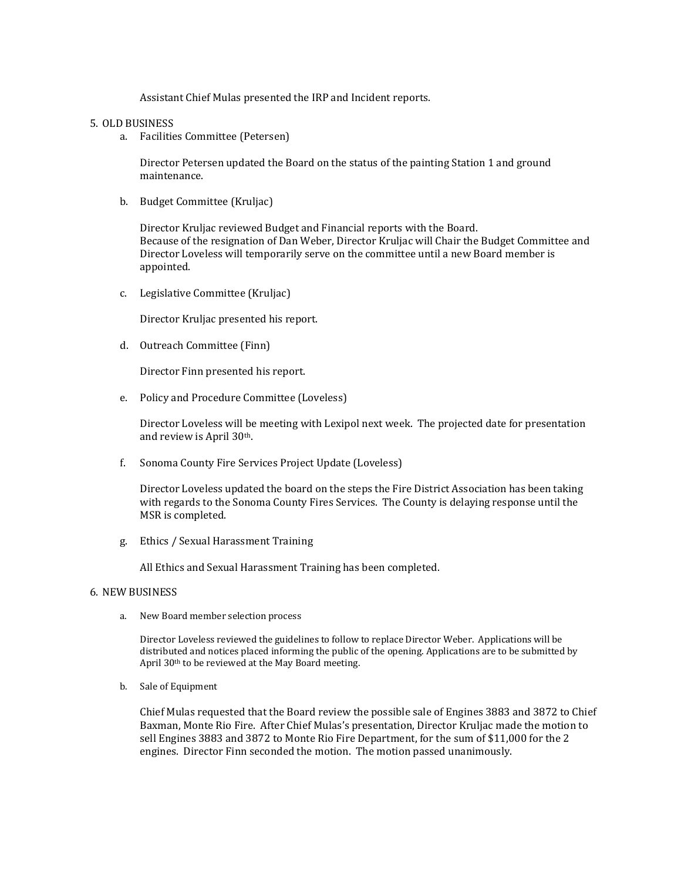Assistant Chief Mulas presented the IRP and Incident reports.

5. OLD BUSINESS
   a. Facilities Committee (Petersen)

      Director Petersen updated the Board on the status of the painting Station 1 and ground maintenance.

   b. Budget Committee (Kruljac)

      Director Kruljac reviewed Budget and Financial reports with the Board.
      Because of the resignation of Dan Weber, Director Kruljac will Chair the Budget Committee and Director Loveless will temporarily serve on the committee until a new Board member is appointed.

   c. Legislative Committee (Kruljac)

      Director Kruljac presented his report.

   d. Outreach Committee (Finn)

      Director Finn presented his report.

   e. Policy and Procedure Committee (Loveless)

      Director Loveless will be meeting with Lexipol next week. The projected date for presentation and review is April 30th.

   f. Sonoma County Fire Services Project Update (Loveless)

      Director Loveless updated the board on the steps the Fire District Association has been taking with regards to the Sonoma County Fires Services. The County is delaying response until the MSR is completed.

   g. Ethics / Sexual Harassment Training

      All Ethics and Sexual Harassment Training has been completed.

6. NEW BUSINESS
   a. New Board member selection process

      Director Loveless reviewed the guidelines to follow to replace Director Weber. Applications will be distributed and notices placed informing the public of the opening. Applications are to be submitted by April 30th to be reviewed at the May Board meeting.

   b. Sale of Equipment

      Chief Mulas requested that the Board review the possible sale of Engines 3883 and 3872 to Chief Baxman, Monte Rio Fire. After Chief Mulas's presentation, Director Kruljac made the motion to sell Engines 3883 and 3872 to Monte Rio Fire Department, for the sum of $11,000 for the 2 engines. Director Finn seconded the motion. The motion passed unanimously.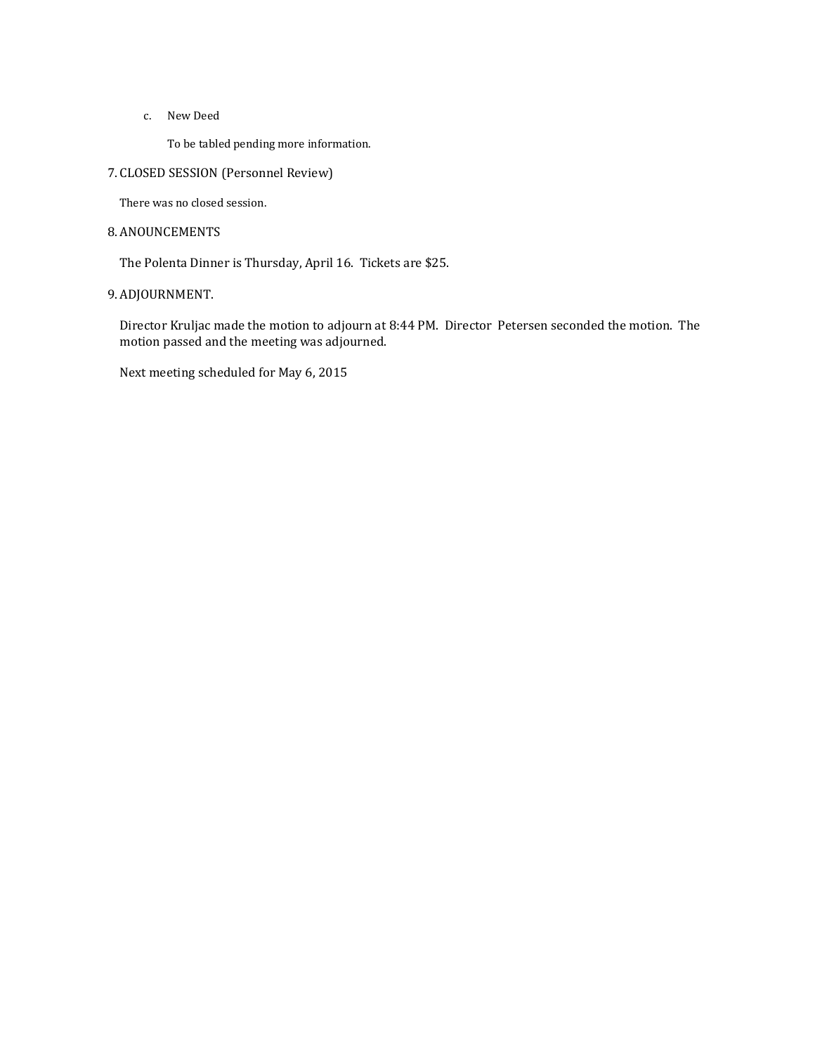c. New Deed

To be tabled pending more information.

7. CLOSED SESSION (Personnel Review)

There was no closed session.

8. ANOUNCEMENTS

The Polenta Dinner is Thursday, April 16. Tickets are $25.

9. ADJOURNMENT.

Director Kruljac made the motion to adjourn at 8:44 PM. Director Petersen seconded the motion. The motion passed and the meeting was adjourned.

Next meeting scheduled for May 6, 2015